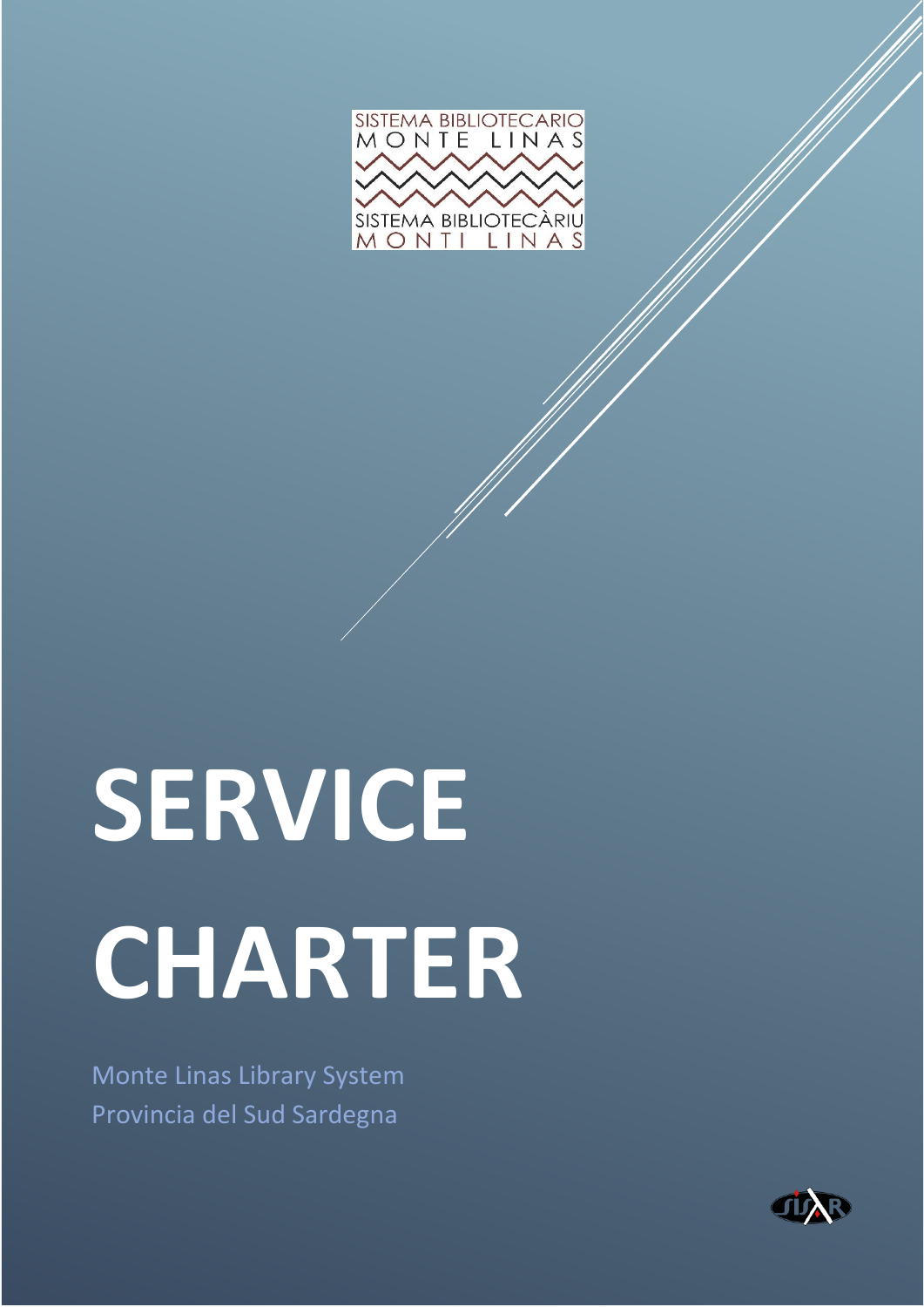SISTEMA BIBLIOTECARIO
MONTE LINAS

SISTEMA BIBLIOTECÀRIU
MONTI LINAS

# SERVICE CHARTER

Monte Linas Library System
Provincia del Sud Sardegna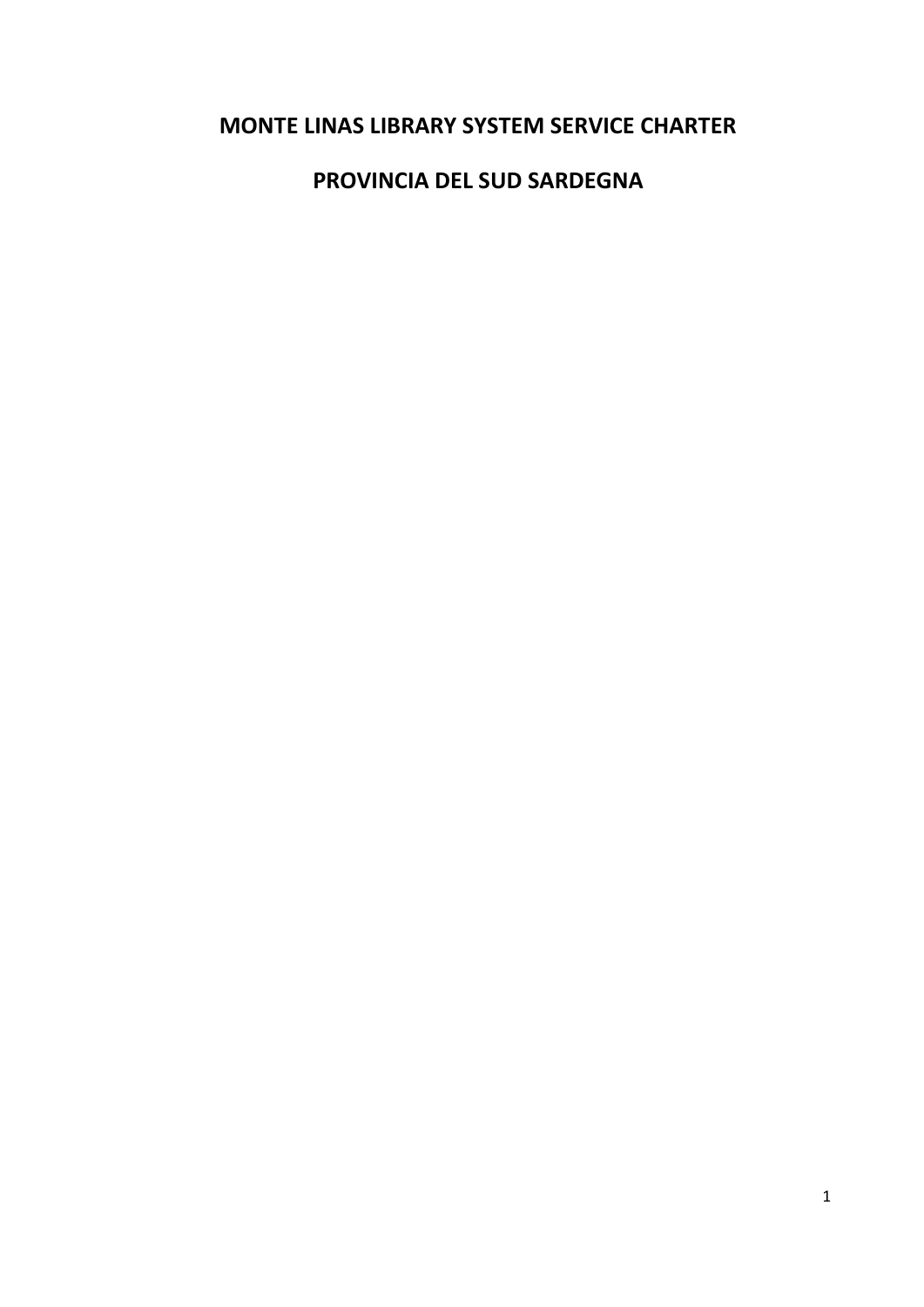# MONTE LINAS LIBRARY SYSTEM SERVICE CHARTER

# PROVINCIA DEL SUD SARDEGNA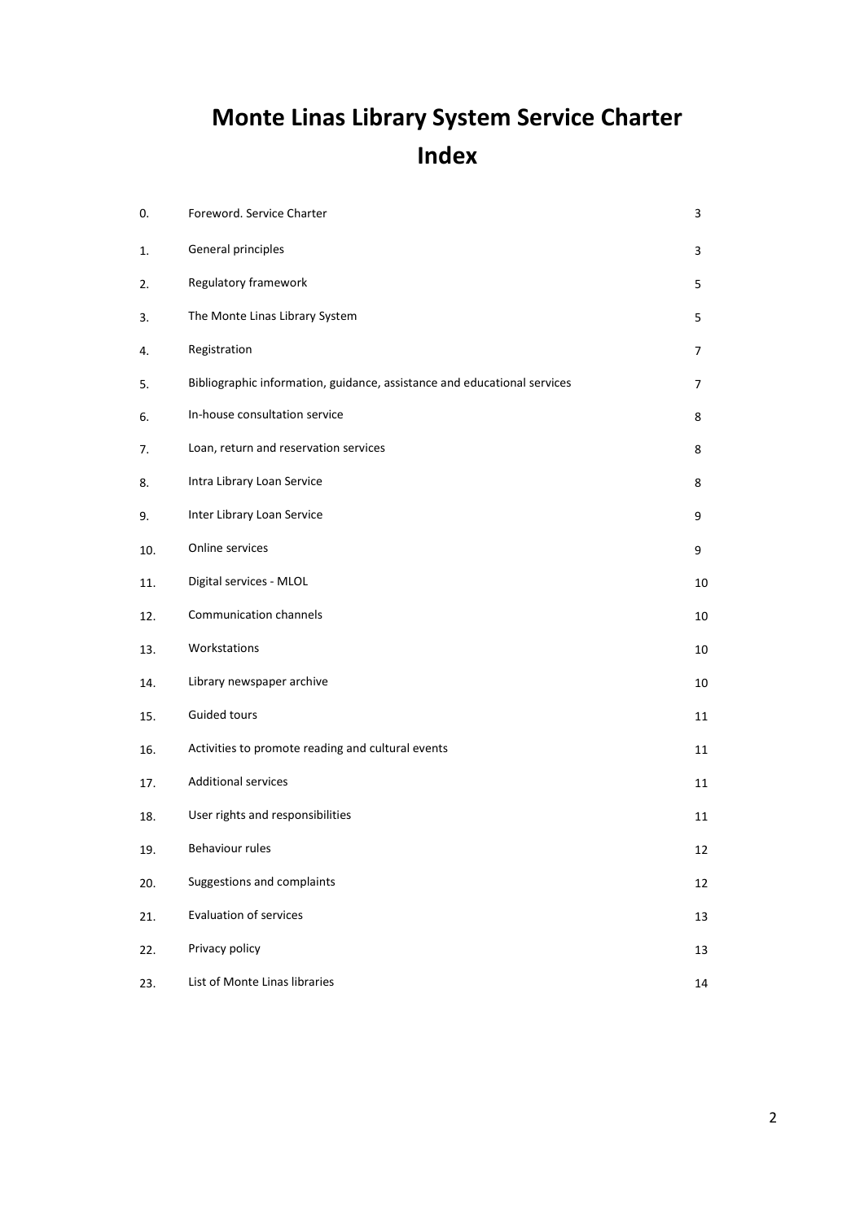# Monte Linas Library System Service Charter
# Index

| | | |
|---|---|---|
| 0. | Foreword. Service Charter | 3 |
| 1. | General principles | 3 |
| 2. | Regulatory framework | 5 |
| 3. | The Monte Linas Library System | 5 |
| 4. | Registration | 7 |
| 5. | Bibliographic information, guidance, assistance and educational services | 7 |
| 6. | In-house consultation service | 8 |
| 7. | Loan, return and reservation services | 8 |
| 8. | Intra Library Loan Service | 8 |
| 9. | Inter Library Loan Service | 9 |
| 10. | Online services | 9 |
| 11. | Digital services - MLOL | 10 |
| 12. | Communication channels | 10 |
| 13. | Workstations | 10 |
| 14. | Library newspaper archive | 10 |
| 15. | Guided tours | 11 |
| 16. | Activities to promote reading and cultural events | 11 |
| 17. | Additional services | 11 |
| 18. | User rights and responsibilities | 11 |
| 19. | Behaviour rules | 12 |
| 20. | Suggestions and complaints | 12 |
| 21. | Evaluation of services | 13 |
| 22. | Privacy policy | 13 |
| 23. | List of Monte Linas libraries | 14 |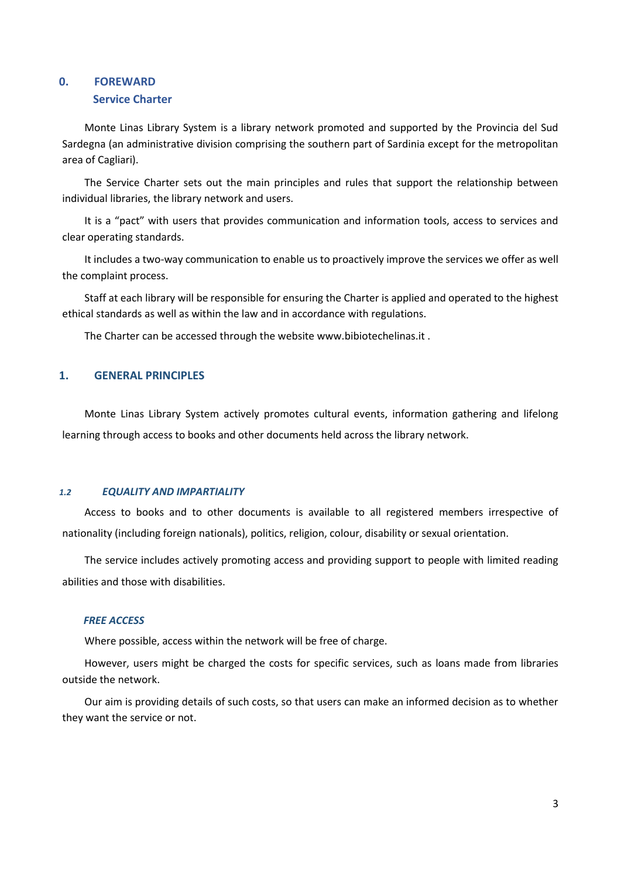## 0. FOREWARD

### Service Charter

Monte Linas Library System is a library network promoted and supported by the Provincia del Sud Sardegna (an administrative division comprising the southern part of Sardinia except for the metropolitan area of Cagliari).

The Service Charter sets out the main principles and rules that support the relationship between individual libraries, the library network and users.

It is a "pact" with users that provides communication and information tools, access to services and clear operating standards.

It includes a two-way communication to enable us to proactively improve the services we offer as well the complaint process.

Staff at each library will be responsible for ensuring the Charter is applied and operated to the highest ethical standards as well as within the law and in accordance with regulations.

The Charter can be accessed through the website www.bibiotechelinas.it .

## 1. GENERAL PRINCIPLES

Monte Linas Library System actively promotes cultural events, information gathering and lifelong learning through access to books and other documents held across the library network.

### *1.2 EQUALITY AND IMPARTIALITY*

Access to books and to other documents is available to all registered members irrespective of nationality (including foreign nationals), politics, religion, colour, disability or sexual orientation.

The service includes actively promoting access and providing support to people with limited reading abilities and those with disabilities.

### *FREE ACCESS*

Where possible, access within the network will be free of charge.

However, users might be charged the costs for specific services, such as loans made from libraries outside the network.

Our aim is providing details of such costs, so that users can make an informed decision as to whether they want the service or not.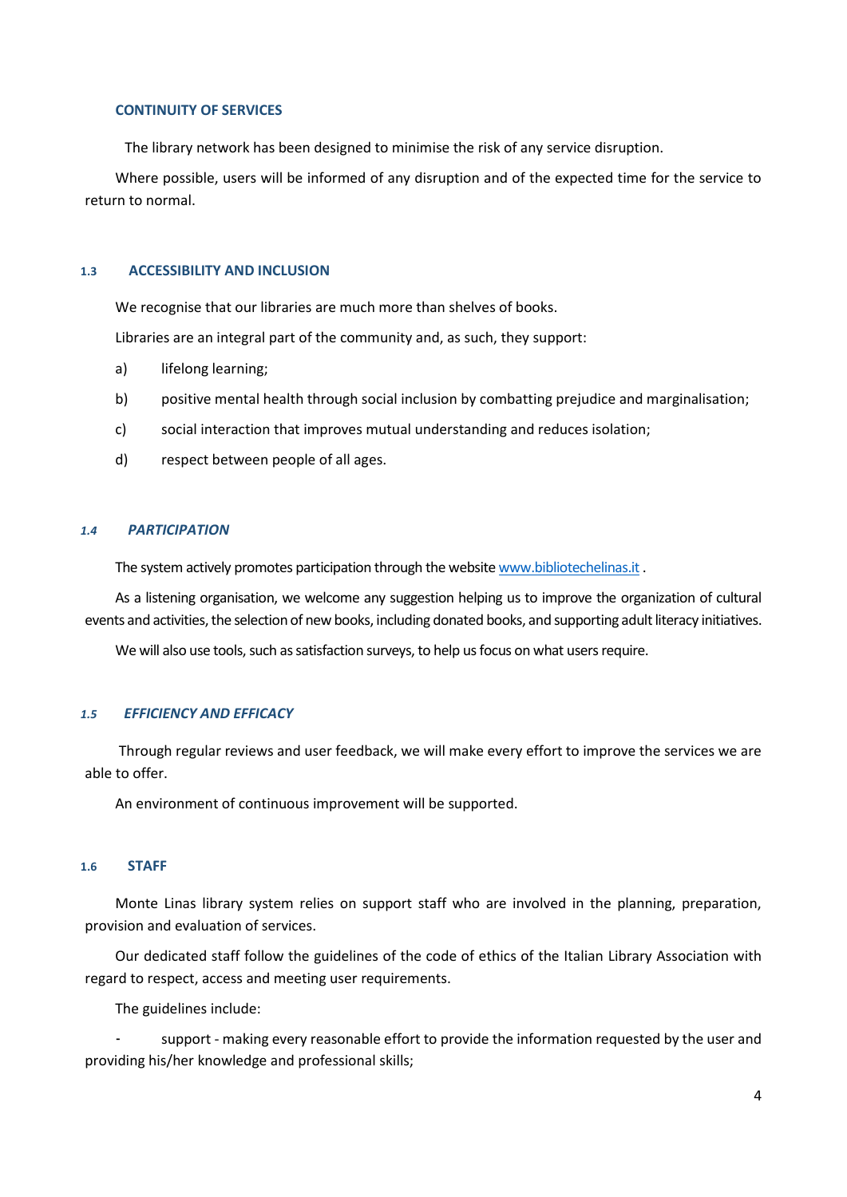### CONTINUITY OF SERVICES

The library network has been designed to minimise the risk of any service disruption.

Where possible, users will be informed of any disruption and of the expected time for the service to return to normal.

## 1.3 ACCESSIBILITY AND INCLUSION

We recognise that our libraries are much more than shelves of books.

Libraries are an integral part of the community and, as such, they support:

a) lifelong learning;

b) positive mental health through social inclusion by combatting prejudice and marginalisation;

c) social interaction that improves mutual understanding and reduces isolation;

d) respect between people of all ages.

## *1.4 PARTICIPATION*

The system actively promotes participation through the website [www.bibliotechelinas.it](http://www.bibliotechelinas.it) .

As a listening organisation, we welcome any suggestion helping us to improve the organization of cultural events and activities, the selection of new books, including donated books, and supporting adult literacy initiatives.

We will also use tools, such as satisfaction surveys, to help us focus on what users require.

## *1.5 EFFICIENCY AND EFFICACY*

Through regular reviews and user feedback, we will make every effort to improve the services we are able to offer.

An environment of continuous improvement will be supported.

## 1.6 STAFF

Monte Linas library system relies on support staff who are involved in the planning, preparation, provision and evaluation of services.

Our dedicated staff follow the guidelines of the code of ethics of the Italian Library Association with regard to respect, access and meeting user requirements.

The guidelines include:

- support - making every reasonable effort to provide the information requested by the user and providing his/her knowledge and professional skills;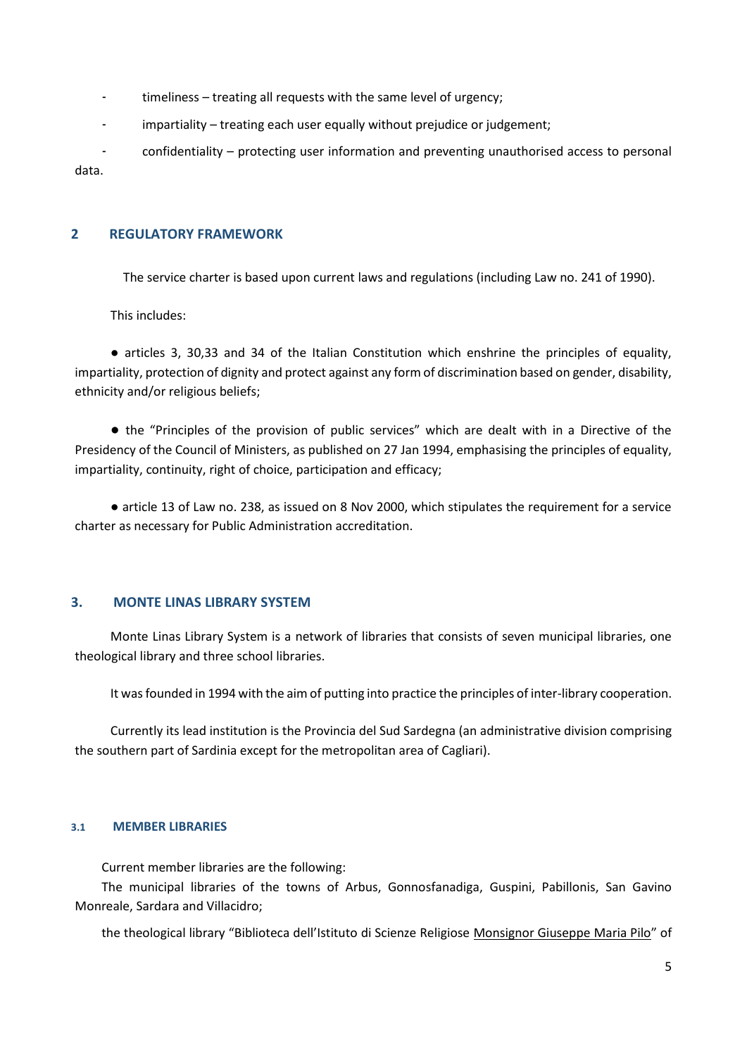- timeliness – treating all requests with the same level of urgency;
- impartiality – treating each user equally without prejudice or judgement;
- confidentiality – protecting user information and preventing unauthorised access to personal data.

## 2 REGULATORY FRAMEWORK

The service charter is based upon current laws and regulations (including Law no. 241 of 1990).

This includes:

- articles 3, 30,33 and 34 of the Italian Constitution which enshrine the principles of equality, impartiality, protection of dignity and protect against any form of discrimination based on gender, disability, ethnicity and/or religious beliefs;

- the "Principles of the provision of public services" which are dealt with in a Directive of the Presidency of the Council of Ministers, as published on 27 Jan 1994, emphasising the principles of equality, impartiality, continuity, right of choice, participation and efficacy;

- article 13 of Law no. 238, as issued on 8 Nov 2000, which stipulates the requirement for a service charter as necessary for Public Administration accreditation.

## 3. MONTE LINAS LIBRARY SYSTEM

Monte Linas Library System is a network of libraries that consists of seven municipal libraries, one theological library and three school libraries.

It was founded in 1994 with the aim of putting into practice the principles of inter-library cooperation.

Currently its lead institution is the Provincia del Sud Sardegna (an administrative division comprising the southern part of Sardinia except for the metropolitan area of Cagliari).

### 3.1 MEMBER LIBRARIES

Current member libraries are the following:

The municipal libraries of the towns of Arbus, Gonnosfanadiga, Guspini, Pabillonis, San Gavino Monreale, Sardara and Villacidro;

the theological library "Biblioteca dell'Istituto di Scienze Religiose Monsignor Giuseppe Maria Pilo" of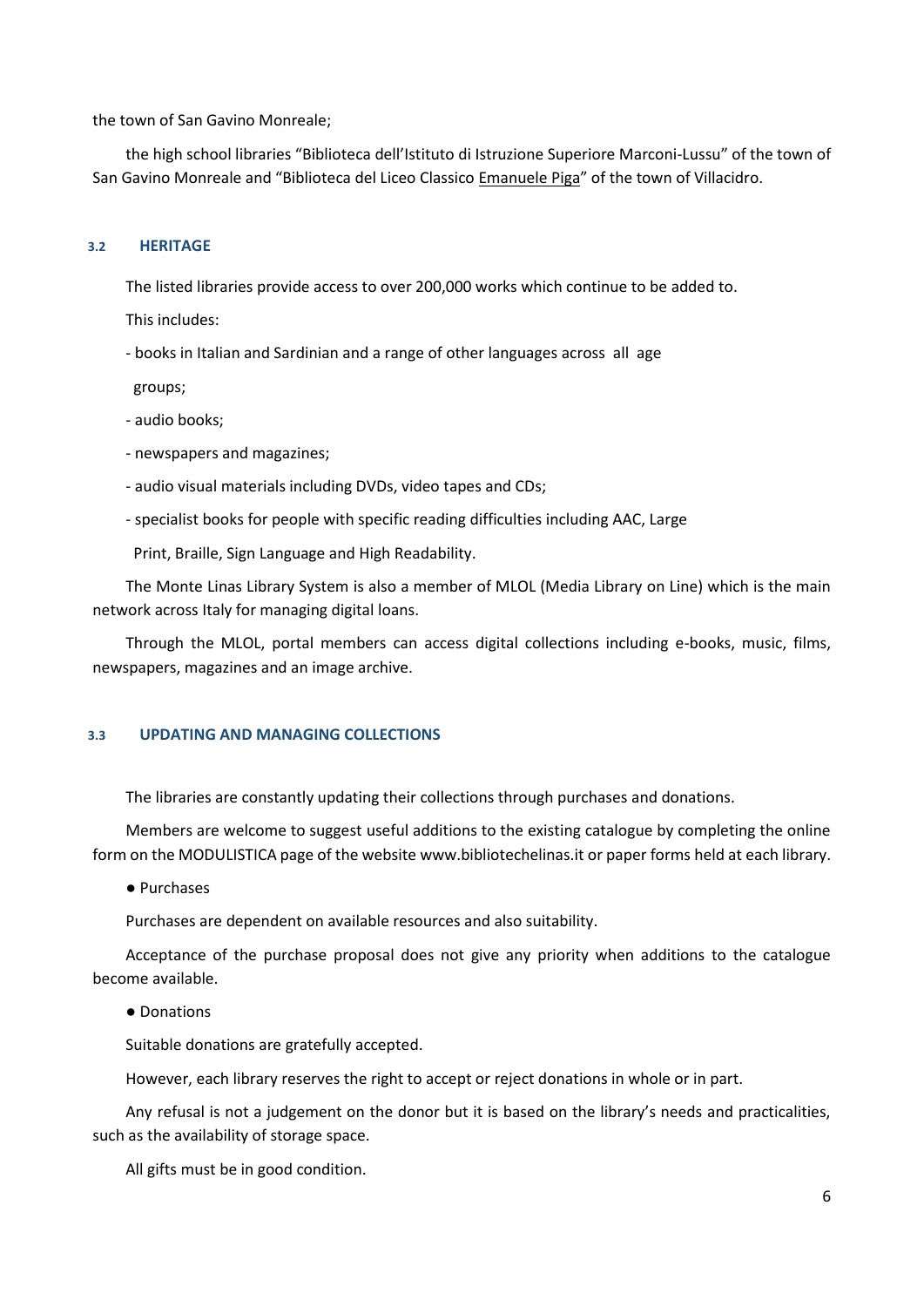the town of San Gavino Monreale;

the high school libraries “Biblioteca dell’Istituto di Istruzione Superiore Marconi-Lussu” of the town of San Gavino Monreale and “Biblioteca del Liceo Classico Emanuele Piga” of the town of Villacidro.

### 3.2 HERITAGE

The listed libraries provide access to over 200,000 works which continue to be added to.

This includes:

- books in Italian and Sardinian and a range of other languages across all age groups;
- audio books;
- newspapers and magazines;
- audio visual materials including DVDs, video tapes and CDs;
- specialist books for people with specific reading difficulties including AAC, Large Print, Braille, Sign Language and High Readability.

The Monte Linas Library System is also a member of MLOL (Media Library on Line) which is the main network across Italy for managing digital loans.

Through the MLOL, portal members can access digital collections including e-books, music, films, newspapers, magazines and an image archive.

### 3.3 UPDATING AND MANAGING COLLECTIONS

The libraries are constantly updating their collections through purchases and donations.

Members are welcome to suggest useful additions to the existing catalogue by completing the online form on the MODULISTICA page of the website www.bibliotechelinas.it or paper forms held at each library.

● Purchases

Purchases are dependent on available resources and also suitability.

Acceptance of the purchase proposal does not give any priority when additions to the catalogue become available.

● Donations

Suitable donations are gratefully accepted.

However, each library reserves the right to accept or reject donations in whole or in part.

Any refusal is not a judgement on the donor but it is based on the library’s needs and practicalities, such as the availability of storage space.

All gifts must be in good condition.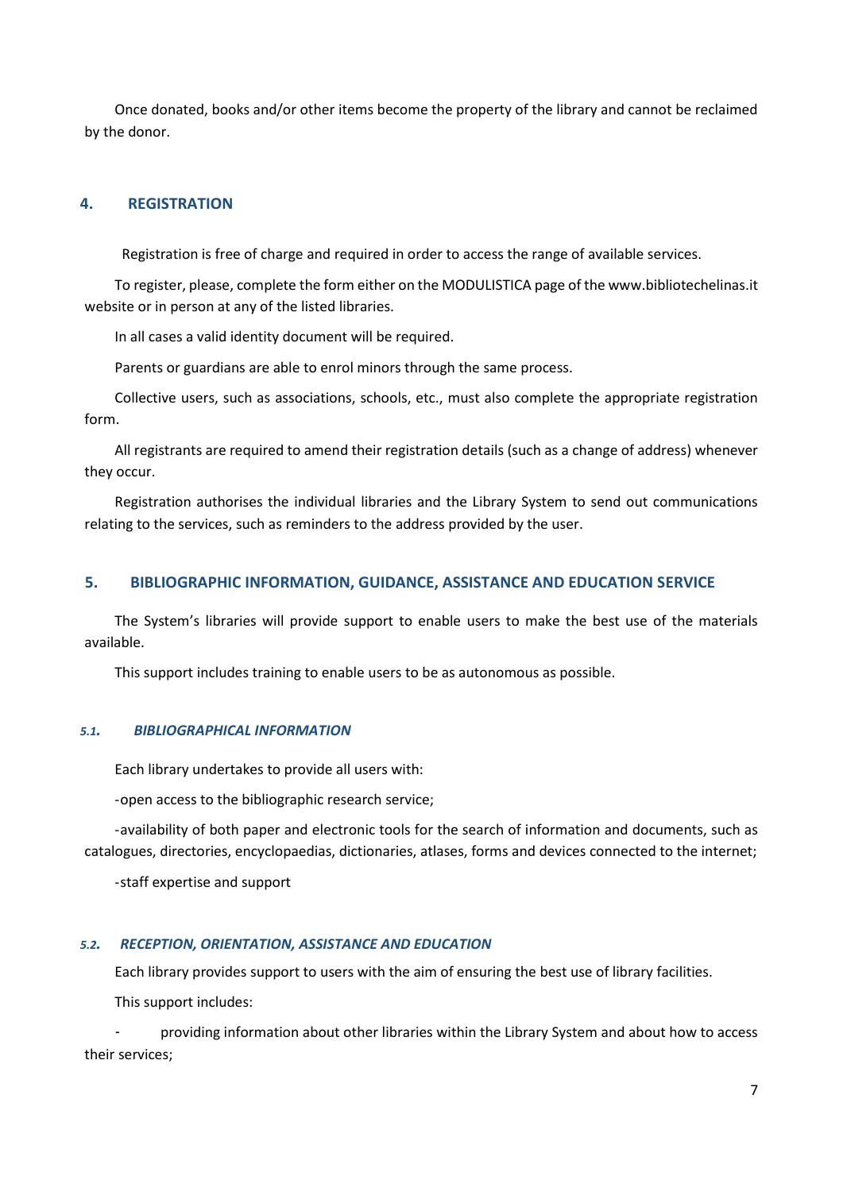Once donated, books and/or other items become the property of the library and cannot be reclaimed by the donor.

## 4. REGISTRATION

Registration is free of charge and required in order to access the range of available services.

To register, please, complete the form either on the MODULISTICA page of the www.bibliotechelinas.it website or in person at any of the listed libraries.

In all cases a valid identity document will be required.

Parents or guardians are able to enrol minors through the same process.

Collective users, such as associations, schools, etc., must also complete the appropriate registration form.

All registrants are required to amend their registration details (such as a change of address) whenever they occur.

Registration authorises the individual libraries and the Library System to send out communications relating to the services, such as reminders to the address provided by the user.

## 5. BIBLIOGRAPHIC INFORMATION, GUIDANCE, ASSISTANCE AND EDUCATION SERVICE

The System's libraries will provide support to enable users to make the best use of the materials available.

This support includes training to enable users to be as autonomous as possible.

### *5.1. BIBLIOGRAPHICAL INFORMATION*

Each library undertakes to provide all users with:

-open access to the bibliographic research service;

-availability of both paper and electronic tools for the search of information and documents, such as catalogues, directories, encyclopaedias, dictionaries, atlases, forms and devices connected to the internet;

-staff expertise and support

### *5.2. RECEPTION, ORIENTATION, ASSISTANCE AND EDUCATION*

Each library provides support to users with the aim of ensuring the best use of library facilities.

This support includes:

- providing information about other libraries within the Library System and about how to access their services;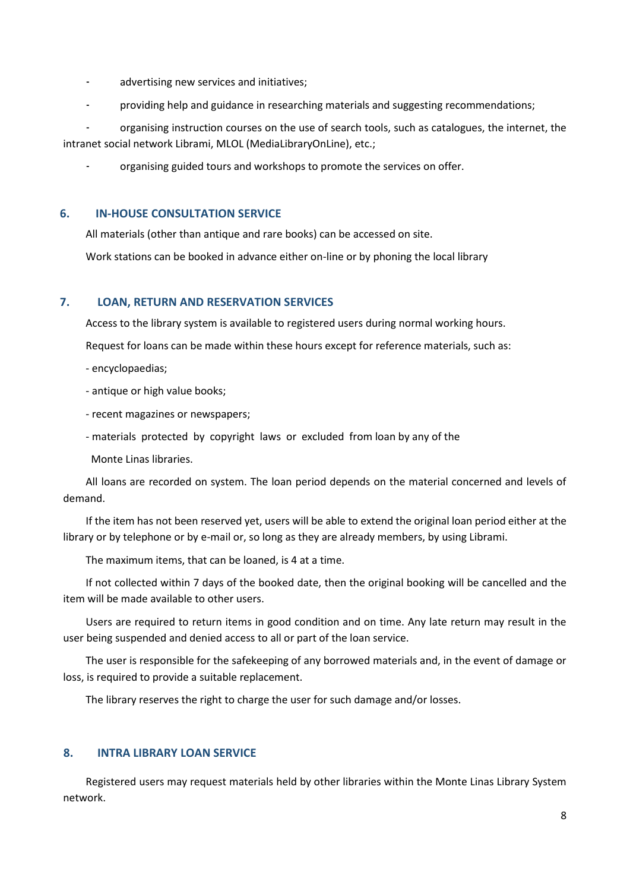- advertising new services and initiatives;
- providing help and guidance in researching materials and suggesting recommendations;
- organising instruction courses on the use of search tools, such as catalogues, the internet, the intranet social network Librami, MLOL (MediaLibraryOnLine), etc.;
- organising guided tours and workshops to promote the services on offer.

## 6. IN-HOUSE CONSULTATION SERVICE

All materials (other than antique and rare books) can be accessed on site.

Work stations can be booked in advance either on-line or by phoning the local library

## 7. LOAN, RETURN AND RESERVATION SERVICES

Access to the library system is available to registered users during normal working hours.

Request for loans can be made within these hours except for reference materials, such as:

- encyclopaedias;
- antique or high value books;
- recent magazines or newspapers;
- materials protected by copyright laws or excluded from loan by any of the Monte Linas libraries.

All loans are recorded on system. The loan period depends on the material concerned and levels of demand.

If the item has not been reserved yet, users will be able to extend the original loan period either at the library or by telephone or by e-mail or, so long as they are already members, by using Librami.

The maximum items, that can be loaned, is 4 at a time.

If not collected within 7 days of the booked date, then the original booking will be cancelled and the item will be made available to other users.

Users are required to return items in good condition and on time. Any late return may result in the user being suspended and denied access to all or part of the loan service.

The user is responsible for the safekeeping of any borrowed materials and, in the event of damage or loss, is required to provide a suitable replacement.

The library reserves the right to charge the user for such damage and/or losses.

## 8. INTRA LIBRARY LOAN SERVICE

Registered users may request materials held by other libraries within the Monte Linas Library System network.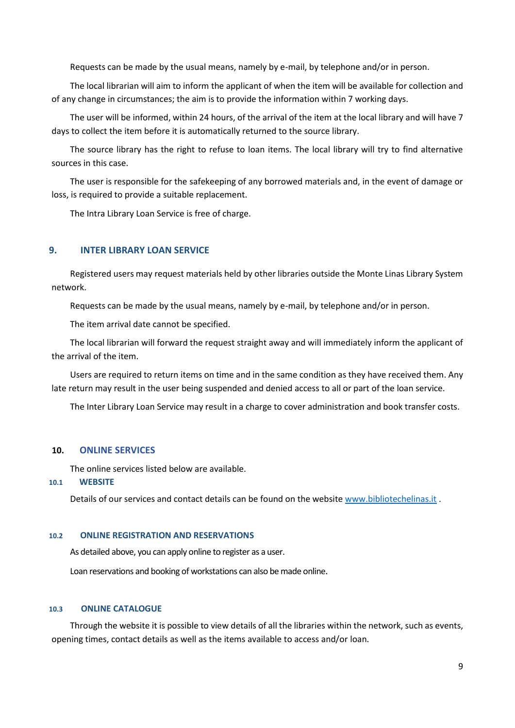Requests can be made by the usual means, namely by e-mail, by telephone and/or in person.

The local librarian will aim to inform the applicant of when the item will be available for collection and of any change in circumstances; the aim is to provide the information within 7 working days.

The user will be informed, within 24 hours, of the arrival of the item at the local library and will have 7 days to collect the item before it is automatically returned to the source library.

The source library has the right to refuse to loan items. The local library will try to find alternative sources in this case.

The user is responsible for the safekeeping of any borrowed materials and, in the event of damage or loss, is required to provide a suitable replacement.

The Intra Library Loan Service is free of charge.

## 9. INTER LIBRARY LOAN SERVICE

Registered users may request materials held by other libraries outside the Monte Linas Library System network.

Requests can be made by the usual means, namely by e-mail, by telephone and/or in person.

The item arrival date cannot be specified.

The local librarian will forward the request straight away and will immediately inform the applicant of the arrival of the item.

Users are required to return items on time and in the same condition as they have received them. Any late return may result in the user being suspended and denied access to all or part of the loan service.

The Inter Library Loan Service may result in a charge to cover administration and book transfer costs.

## 10. ONLINE SERVICES

The online services listed below are available.

### 10.1 WEBSITE

Details of our services and contact details can be found on the website [www.bibliotechelinas.it](http://www.bibliotechelinas.it) .

### 10.2 ONLINE REGISTRATION AND RESERVATIONS

As detailed above, you can apply online to register as a user.

Loan reservations and booking of workstations can also be made online.

### 10.3 ONLINE CATALOGUE

Through the website it is possible to view details of all the libraries within the network, such as events, opening times, contact details as well as the items available to access and/or loan.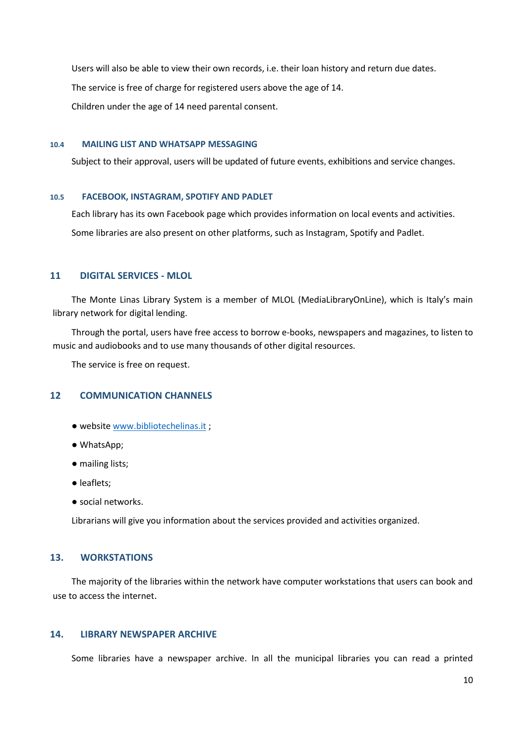Users will also be able to view their own records, i.e. their loan history and return due dates.

The service is free of charge for registered users above the age of 14.

Children under the age of 14 need parental consent.

### 10.4 MAILING LIST AND WHATSAPP MESSAGING

Subject to their approval, users will be updated of future events, exhibitions and service changes.

### 10.5 FACEBOOK, INSTAGRAM, SPOTIFY AND PADLET

Each library has its own Facebook page which provides information on local events and activities.

Some libraries are also present on other platforms, such as Instagram, Spotify and Padlet.

## 11 DIGITAL SERVICES - MLOL

The Monte Linas Library System is a member of MLOL (MediaLibraryOnLine), which is Italy's main library network for digital lending.

Through the portal, users have free access to borrow e-books, newspapers and magazines, to listen to music and audiobooks and to use many thousands of other digital resources.

The service is free on request.

## 12 COMMUNICATION CHANNELS

- website [www.bibliotechelinas.it](http://www.bibliotechelinas.it) ;
- WhatsApp;
- mailing lists;
- leaflets;
- social networks.

Librarians will give you information about the services provided and activities organized.

## 13. WORKSTATIONS

The majority of the libraries within the network have computer workstations that users can book and use to access the internet.

## 14. LIBRARY NEWSPAPER ARCHIVE

Some libraries have a newspaper archive. In all the municipal libraries you can read a printed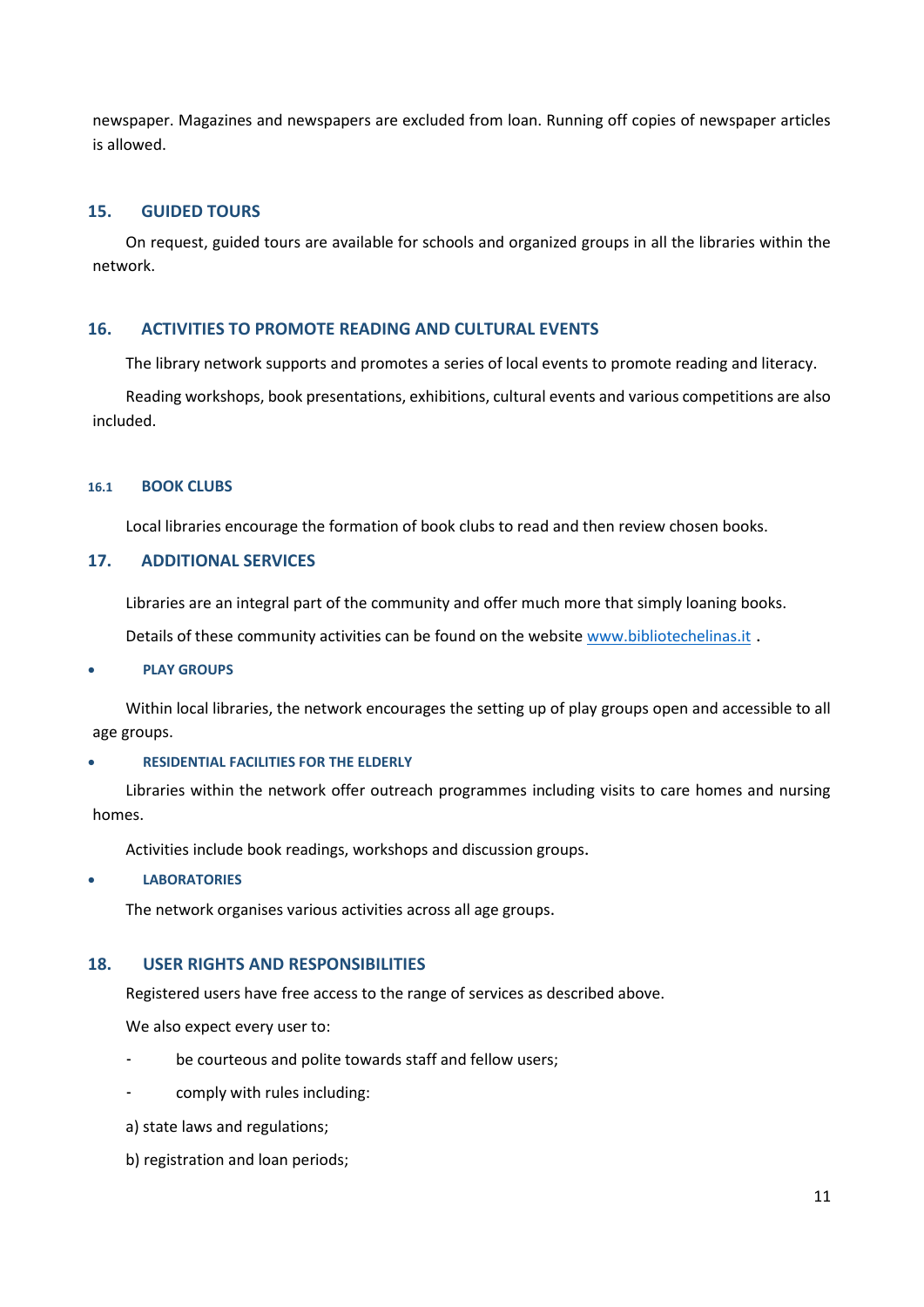newspaper. Magazines and newspapers are excluded from loan. Running off copies of newspaper articles is allowed.

## 15. GUIDED TOURS

On request, guided tours are available for schools and organized groups in all the libraries within the network.

## 16. ACTIVITIES TO PROMOTE READING AND CULTURAL EVENTS

The library network supports and promotes a series of local events to promote reading and literacy.

Reading workshops, book presentations, exhibitions, cultural events and various competitions are also included.

### 16.1 BOOK CLUBS

Local libraries encourage the formation of book clubs to read and then review chosen books.

## 17. ADDITIONAL SERVICES

Libraries are an integral part of the community and offer much more that simply loaning books.

Details of these community activities can be found on the website [www.bibliotechelinas.it](http://www.bibliotechelinas.it) .

- **PLAY GROUPS**

Within local libraries, the network encourages the setting up of play groups open and accessible to all age groups.

- **RESIDENTIAL FACILITIES FOR THE ELDERLY**

Libraries within the network offer outreach programmes including visits to care homes and nursing homes.

Activities include book readings, workshops and discussion groups.

- **LABORATORIES**

The network organises various activities across all age groups.

## 18. USER RIGHTS AND RESPONSIBILITIES

Registered users have free access to the range of services as described above.

We also expect every user to:

- be courteous and polite towards staff and fellow users;
- comply with rules including:

a) state laws and regulations;

b) registration and loan periods;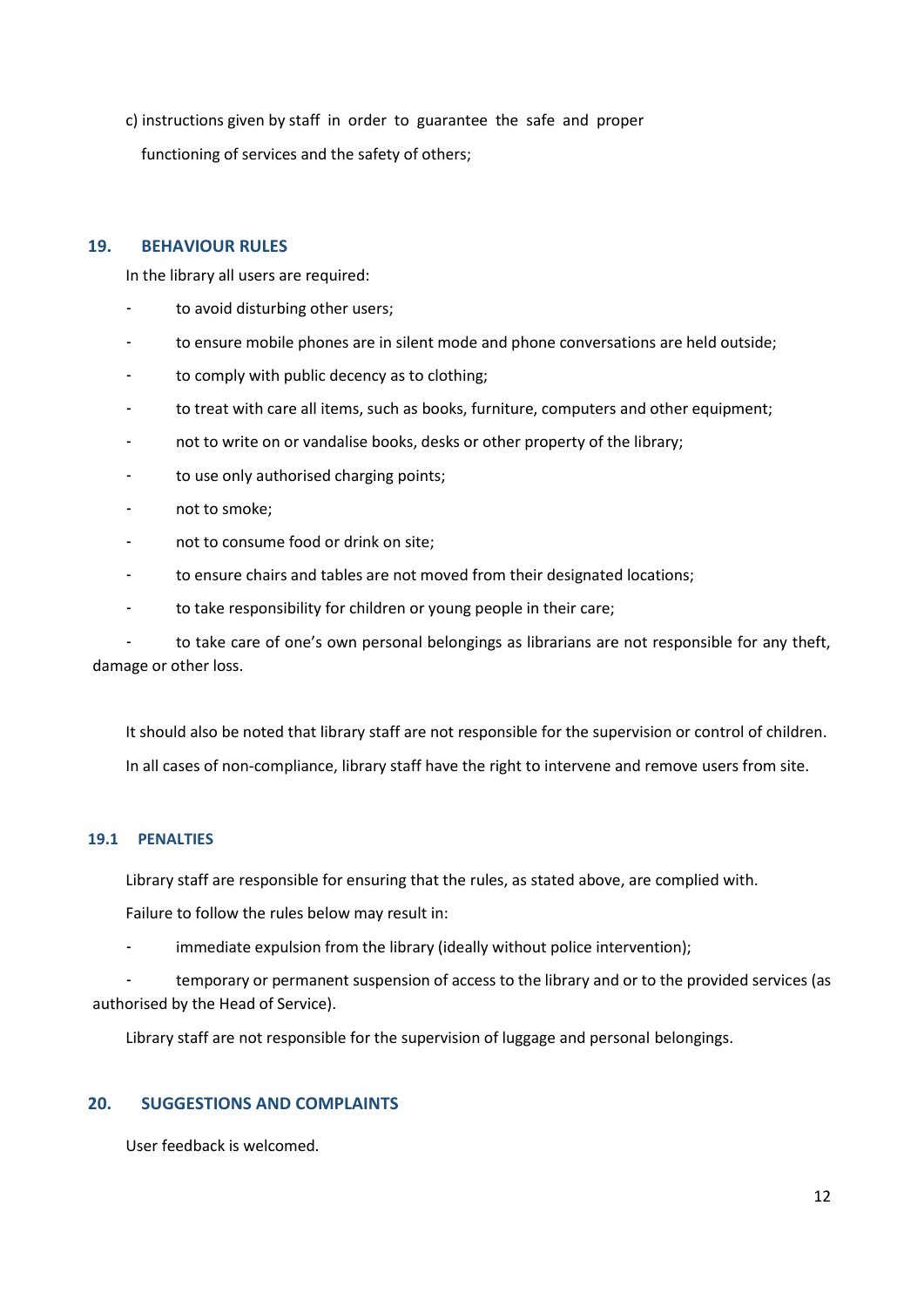c) instructions given by staff in order to guarantee the safe and proper functioning of services and the safety of others;

## 19. BEHAVIOUR RULES

In the library all users are required:

- to avoid disturbing other users;
- to ensure mobile phones are in silent mode and phone conversations are held outside;
- to comply with public decency as to clothing;
- to treat with care all items, such as books, furniture, computers and other equipment;
- not to write on or vandalise books, desks or other property of the library;
- to use only authorised charging points;
- not to smoke;
- not to consume food or drink on site;
- to ensure chairs and tables are not moved from their designated locations;
- to take responsibility for children or young people in their care;
- to take care of one's own personal belongings as librarians are not responsible for any theft, damage or other loss.

It should also be noted that library staff are not responsible for the supervision or control of children.

In all cases of non-compliance, library staff have the right to intervene and remove users from site.

### 19.1 PENALTIES

Library staff are responsible for ensuring that the rules, as stated above, are complied with.

Failure to follow the rules below may result in:

- immediate expulsion from the library (ideally without police intervention);
- temporary or permanent suspension of access to the library and or to the provided services (as authorised by the Head of Service).

Library staff are not responsible for the supervision of luggage and personal belongings.

## 20. SUGGESTIONS AND COMPLAINTS

User feedback is welcomed.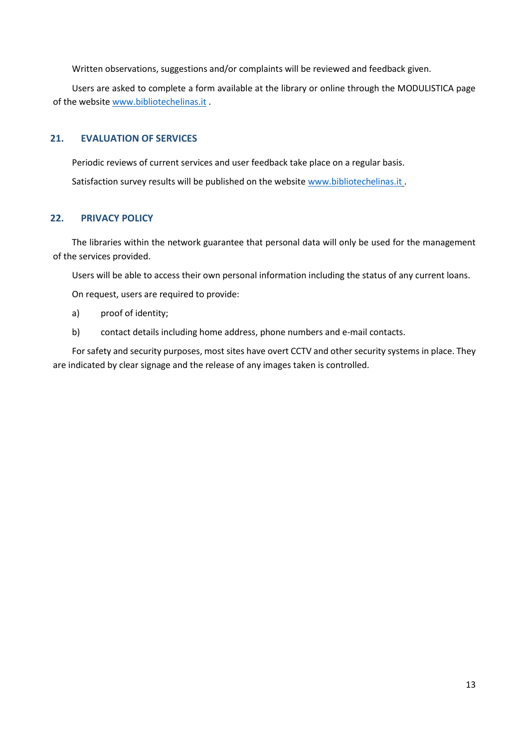Written observations, suggestions and/or complaints will be reviewed and feedback given.

Users are asked to complete a form available at the library or online through the MODULISTICA page of the website [www.bibliotechelinas.it](http://www.bibliotechelinas.it) .

## 21. EVALUATION OF SERVICES

Periodic reviews of current services and user feedback take place on a regular basis.

Satisfaction survey results will be published on the website [www.bibliotechelinas.it](http://www.bibliotechelinas.it) .

## 22. PRIVACY POLICY

The libraries within the network guarantee that personal data will only be used for the management of the services provided.

Users will be able to access their own personal information including the status of any current loans.

On request, users are required to provide:

a) proof of identity;

b) contact details including home address, phone numbers and e-mail contacts.

For safety and security purposes, most sites have overt CCTV and other security systems in place. They are indicated by clear signage and the release of any images taken is controlled.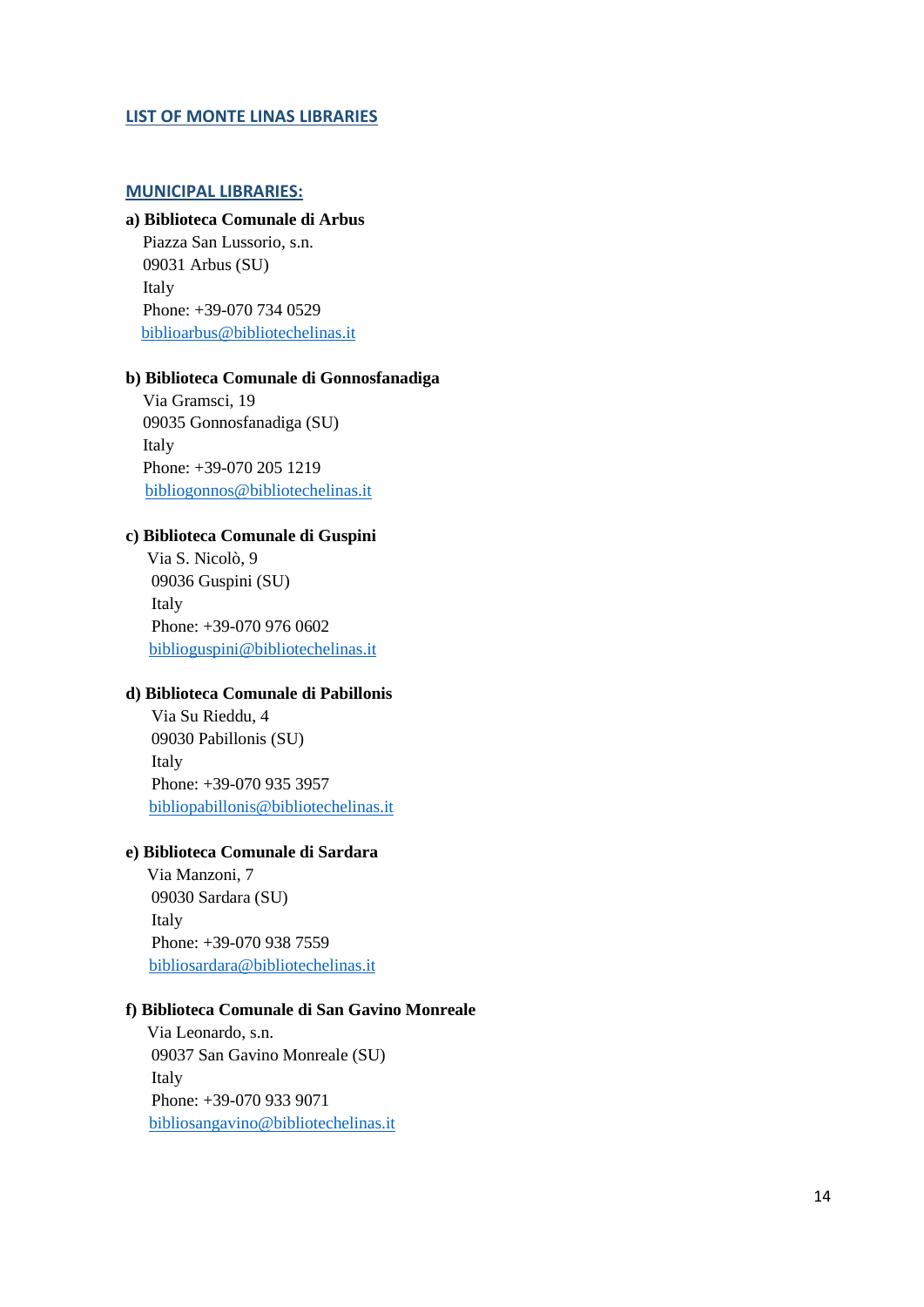## LIST OF MONTE LINAS LIBRARIES

### MUNICIPAL LIBRARIES:

**a) Biblioteca Comunale di Arbus**
Piazza San Lussorio, s.n.
09031 Arbus (SU)
Italy
Phone: +39-070 734 0529
biblioarbus@bibliotechelinas.it

**b) Biblioteca Comunale di Gonnosfanadiga**
Via Gramsci, 19
09035 Gonnosfanadiga (SU)
Italy
Phone: +39-070 205 1219
bibliogonnos@bibliotechelinas.it

**c) Biblioteca Comunale di Guspini**
Via S. Nicolò, 9
09036 Guspini (SU)
Italy
Phone: +39-070 976 0602
biblioguspini@bibliotechelinas.it

**d) Biblioteca Comunale di Pabillonis**
Via Su Rieddu, 4
09030 Pabillonis (SU)
Italy
Phone: +39-070 935 3957
bibliopabillonis@bibliotechelinas.it

**e) Biblioteca Comunale di Sardara**
Via Manzoni, 7
09030 Sardara (SU)
Italy
Phone: +39-070 938 7559
bibliosardara@bibliotechelinas.it

**f) Biblioteca Comunale di San Gavino Monreale**
Via Leonardo, s.n.
09037 San Gavino Monreale (SU)
Italy
Phone: +39-070 933 9071
bibliosangavino@bibliotechelinas.it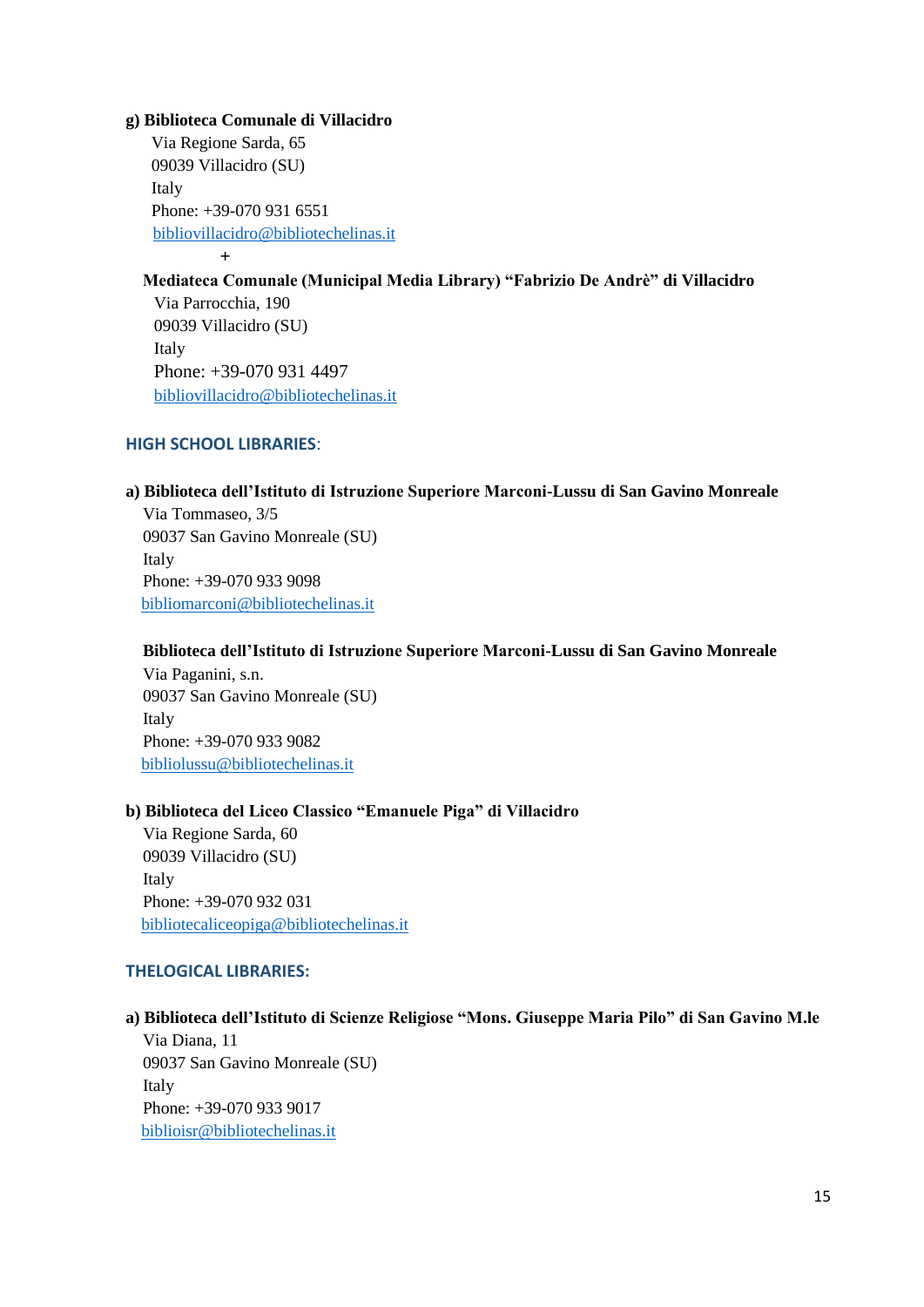**g) Biblioteca Comunale di Villacidro**
Via Regione Sarda, 65
09039 Villacidro (SU)
Italy
Phone: +39-070 931 6551
bibliovillacidro@bibliotechelinas.it
+

**Mediateca Comunale (Municipal Media Library) "Fabrizio De Andrè" di Villacidro**
Via Parrocchia, 190
09039 Villacidro (SU)
Italy
Phone: +39-070 931 4497
bibliovillacidro@bibliotechelinas.it

## HIGH SCHOOL LIBRARIES:

**a) Biblioteca dell'Istituto di Istruzione Superiore Marconi-Lussu di San Gavino Monreale**
Via Tommaseo, 3/5
09037 San Gavino Monreale (SU)
Italy
Phone: +39-070 933 9098
bibliomarconi@bibliotechelinas.it

**Biblioteca dell'Istituto di Istruzione Superiore Marconi-Lussu di San Gavino Monreale**
Via Paganini, s.n.
09037 San Gavino Monreale (SU)
Italy
Phone: +39-070 933 9082
bibliolussu@bibliotechelinas.it

**b) Biblioteca del Liceo Classico "Emanuele Piga" di Villacidro**
Via Regione Sarda, 60
09039 Villacidro (SU)
Italy
Phone: +39-070 932 031
bibliotecaliceopiga@bibliotechelinas.it

## THELOGICAL LIBRARIES:

**a) Biblioteca dell'Istituto di Scienze Religiose "Mons. Giuseppe Maria Pilo" di San Gavino M.le**
Via Diana, 11
09037 San Gavino Monreale (SU)
Italy
Phone: +39-070 933 9017
biblioisr@bibliotechelinas.it